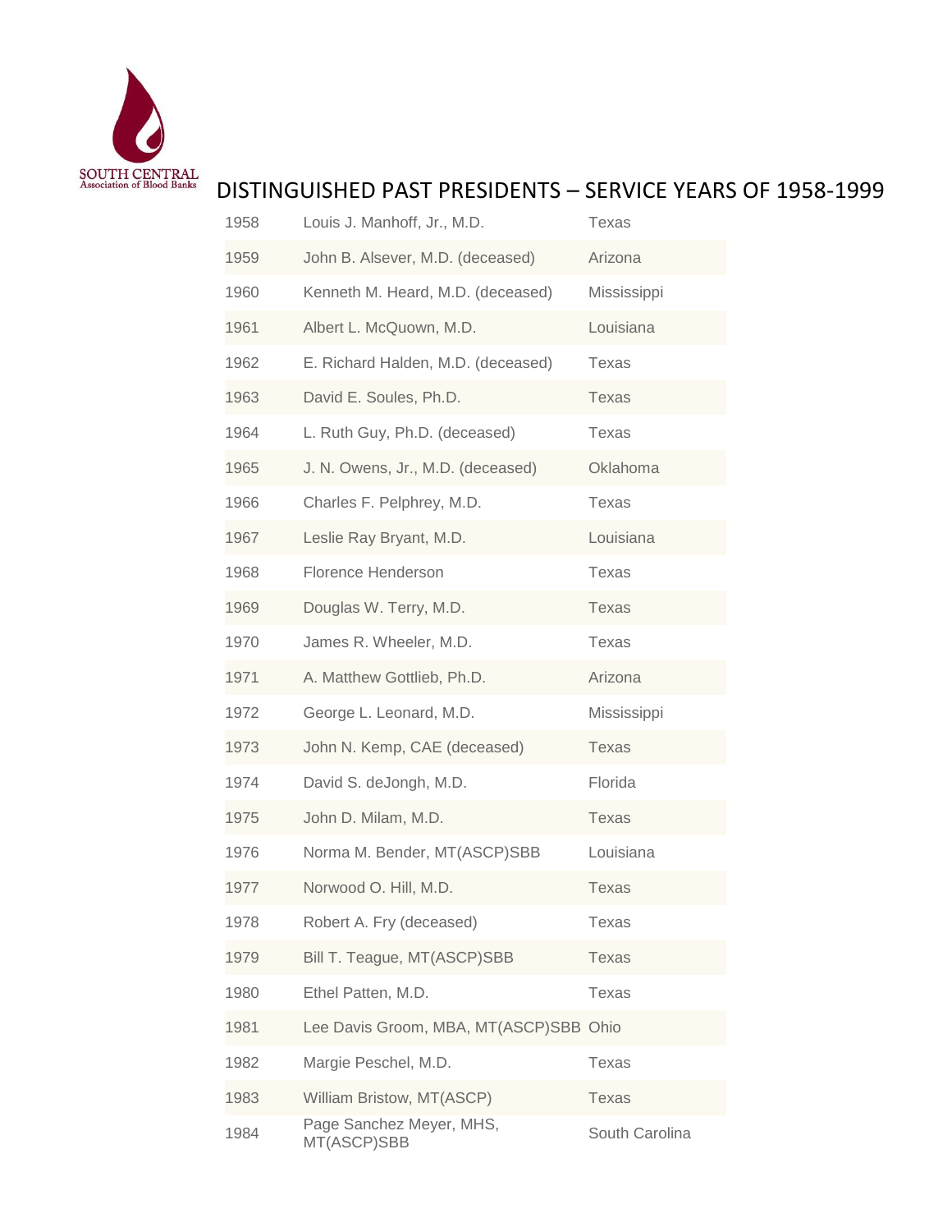SOUTH CENTRAL
Association of Blood Banks

# DISTINGUISHED PAST PRESIDENTS – SERVICE YEARS OF 1958-1999

| | | |
|---|---|---|
| 1958 | Louis J. Manhoff, Jr., M.D. | Texas |
| 1959 | John B. Alsever, M.D. (deceased) | Arizona |
| 1960 | Kenneth M. Heard, M.D. (deceased) | Mississippi |
| 1961 | Albert L. McQuown, M.D. | Louisiana |
| 1962 | E. Richard Halden, M.D. (deceased) | Texas |
| 1963 | David E. Soules, Ph.D. | Texas |
| 1964 | L. Ruth Guy, Ph.D. (deceased) | Texas |
| 1965 | J. N. Owens, Jr., M.D. (deceased) | Oklahoma |
| 1966 | Charles F. Pelphrey, M.D. | Texas |
| 1967 | Leslie Ray Bryant, M.D. | Louisiana |
| 1968 | Florence Henderson | Texas |
| 1969 | Douglas W. Terry, M.D. | Texas |
| 1970 | James R. Wheeler, M.D. | Texas |
| 1971 | A. Matthew Gottlieb, Ph.D. | Arizona |
| 1972 | George L. Leonard, M.D. | Mississippi |
| 1973 | John N. Kemp, CAE (deceased) | Texas |
| 1974 | David S. deJongh, M.D. | Florida |
| 1975 | John D. Milam, M.D. | Texas |
| 1976 | Norma M. Bender, MT(ASCP)SBB | Louisiana |
| 1977 | Norwood O. Hill, M.D. | Texas |
| 1978 | Robert A. Fry (deceased) | Texas |
| 1979 | Bill T. Teague, MT(ASCP)SBB | Texas |
| 1980 | Ethel Patten, M.D. | Texas |
| 1981 | Lee Davis Groom, MBA, MT(ASCP)SBB | Ohio |
| 1982 | Margie Peschel, M.D. | Texas |
| 1983 | William Bristow, MT(ASCP) | Texas |
| 1984 | Page Sanchez Meyer, MHS, MT(ASCP)SBB | South Carolina |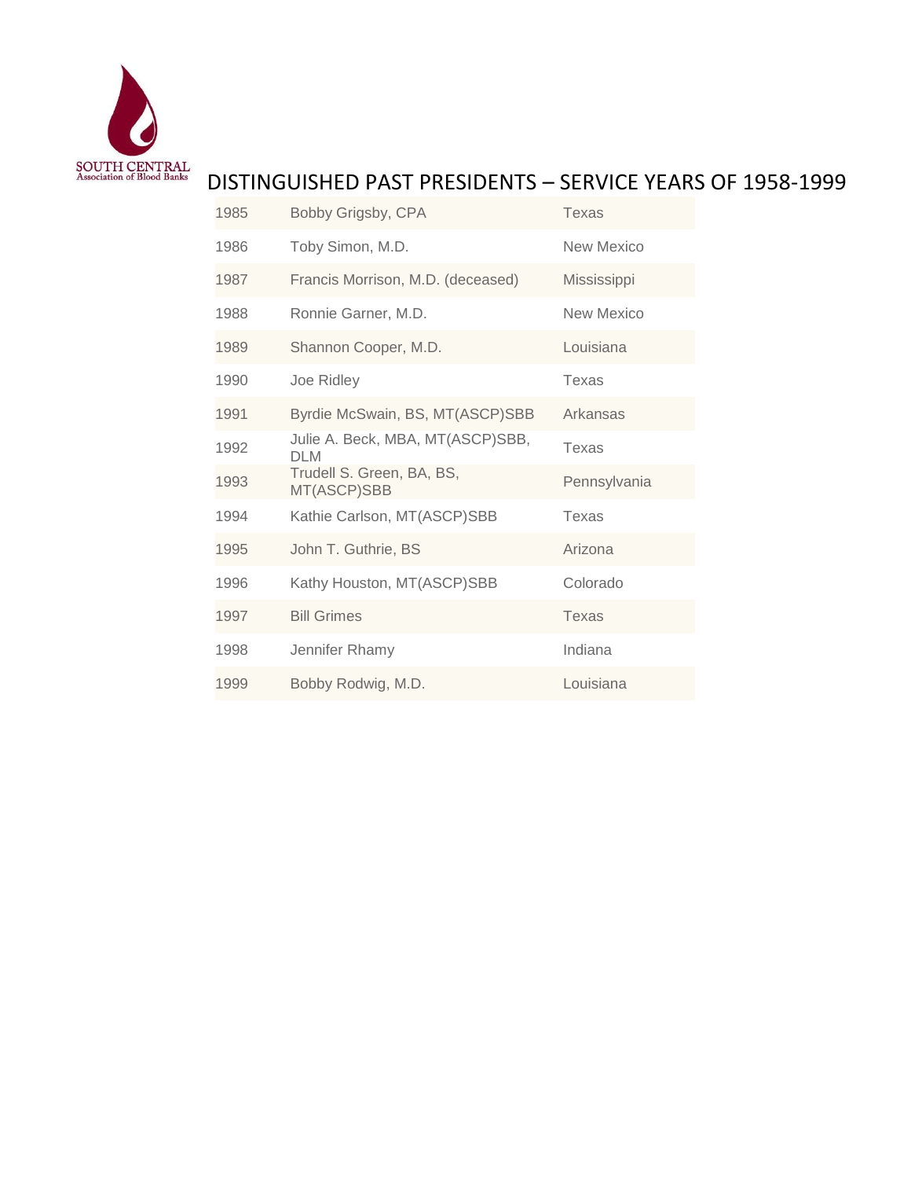SOUTH CENTRAL
Association of Blood Banks

# DISTINGUISHED PAST PRESIDENTS – SERVICE YEARS OF 1958-1999

| | | |
|---|---|---|
| 1985 | Bobby Grigsby, CPA | Texas |
| 1986 | Toby Simon, M.D. | New Mexico |
| 1987 | Francis Morrison, M.D. (deceased) | Mississippi |
| 1988 | Ronnie Garner, M.D. | New Mexico |
| 1989 | Shannon Cooper, M.D. | Louisiana |
| 1990 | Joe Ridley | Texas |
| 1991 | Byrdie McSwain, BS, MT(ASCP)SBB | Arkansas |
| 1992 | Julie A. Beck, MBA, MT(ASCP)SBB, DLM | Texas |
| 1993 | Trudell S. Green, BA, BS, MT(ASCP)SBB | Pennsylvania |
| 1994 | Kathie Carlson, MT(ASCP)SBB | Texas |
| 1995 | John T. Guthrie, BS | Arizona |
| 1996 | Kathy Houston, MT(ASCP)SBB | Colorado |
| 1997 | Bill Grimes | Texas |
| 1998 | Jennifer Rhamy | Indiana |
| 1999 | Bobby Rodwig, M.D. | Louisiana |